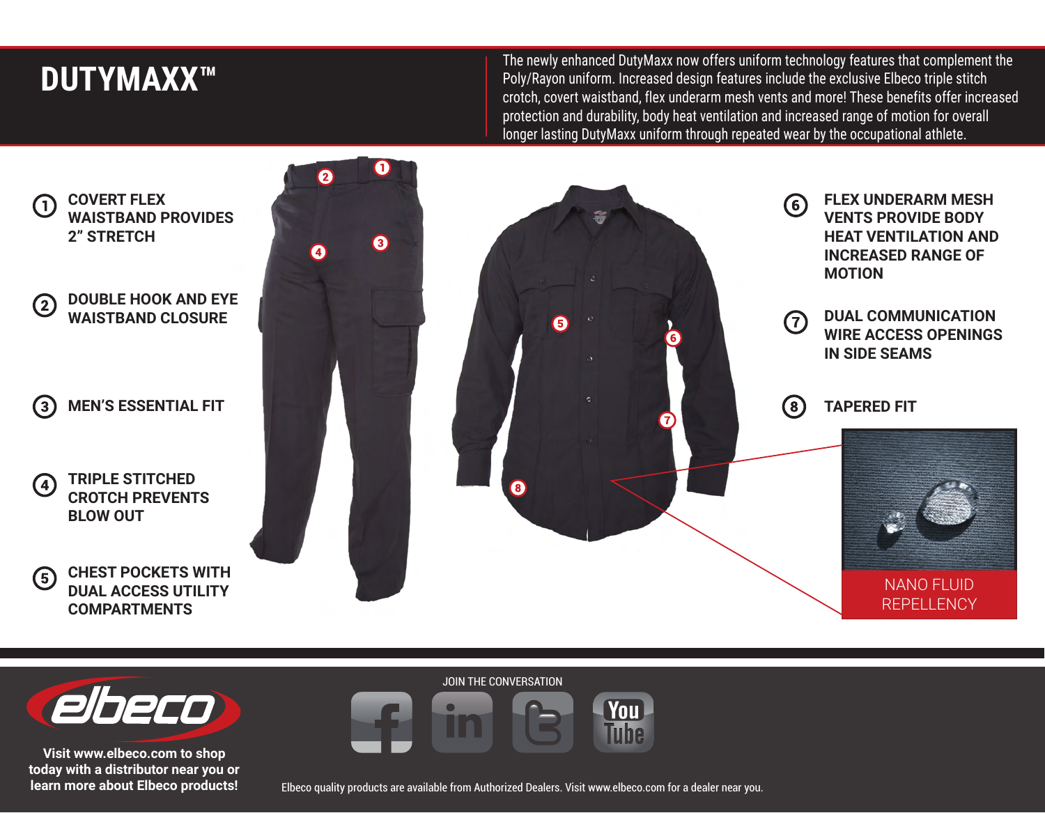# DUTYMAXX™

The newly enhanced DutyMaxx now offers uniform technology features that complement the Poly/Rayon uniform. Increased design features include the exclusive Elbeco triple stitch crotch, covert waistband, flex underarm mesh vents and more! These benefits offer increased protection and durability, body heat ventilation and increased range of motion for overall longer lasting DutyMaxx uniform through repeated wear by the occupational athlete.

1. **COVERT FLEX WAISTBAND PROVIDES 2" STRETCH**
2. **DOUBLE HOOK AND EYE WAISTBAND CLOSURE**
3. **MEN'S ESSENTIAL FIT**
4. **TRIPLE STITCHED CROTCH PREVENTS BLOW OUT**
5. **CHEST POCKETS WITH DUAL ACCESS UTILITY COMPARTMENTS**
6. **FLEX UNDERARM MESH VENTS PROVIDE BODY HEAT VENTILATION AND INCREASED RANGE OF MOTION**
7. **DUAL COMMUNICATION WIRE ACCESS OPENINGS IN SIDE SEAMS**
8. **TAPERED FIT**

NANO FLUID REPELLENCY

**Visit www.elbeco.com to shop today with a distributor near you or learn more about Elbeco products!**

JOIN THE CONVERSATION

Elbeco quality products are available from Authorized Dealers. Visit www.elbeco.com for a dealer near you.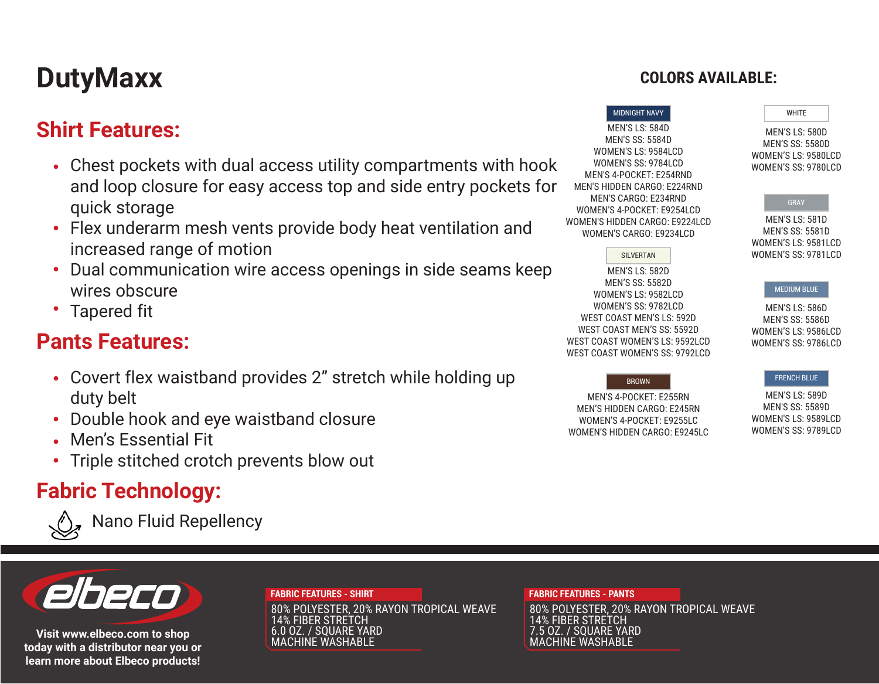# DutyMaxx

## Shirt Features:

- Chest pockets with dual access utility compartments with hook and loop closure for easy access top and side entry pockets for quick storage
- Flex underarm mesh vents provide body heat ventilation and increased range of motion
- Dual communication wire access openings in side seams keep wires obscure
- Tapered fit

## Pants Features:

- Covert flex waistband provides 2" stretch while holding up duty belt
- Double hook and eye waistband closure
- Men's Essential Fit
- Triple stitched crotch prevents blow out

## Fabric Technology:

Nano Fluid Repellency

## COLORS AVAILABLE:

**MIDNIGHT NAVY**

MEN'S LS: 584D
MEN'S SS: 5584D
WOMEN'S LS: 9584LCD
WOMEN'S SS: 9784LCD
MEN'S 4-POCKET: E254RND
MEN'S HIDDEN CARGO: E224RND
MEN'S CARGO: E234RND
WOMEN'S 4-POCKET: E9254LCD
WOMEN'S HIDDEN CARGO: E9224LCD
WOMEN'S CARGO: E9234LCD

**SILVERTAN**

MEN'S LS: 582D
MEN'S SS: 5582D
WOMEN'S LS: 9582LCD
WOMEN'S SS: 9782LCD
WEST COAST MEN'S LS: 592D
WEST COAST MEN'S SS: 5592D
WEST COAST WOMEN'S LS: 9592LCD
WEST COAST WOMEN'S SS: 9792LCD

**BROWN**

MEN'S 4-POCKET: E255RN
MEN'S HIDDEN CARGO: E245RN
WOMEN'S 4-POCKET: E9255LC
WOMEN'S HIDDEN CARGO: E9245LC

**WHITE**

MEN'S LS: 580D
MEN'S SS: 5580D
WOMEN'S LS: 9580LCD
WOMEN'S SS: 9780LCD

**GRAY**

MEN'S LS: 581D
MEN'S SS: 5581D
WOMEN'S LS: 9581LCD
WOMEN'S SS: 9781LCD

**MEDIUM BLUE**

MEN'S LS: 586D
MEN'S SS: 5586D
WOMEN'S LS: 9586LCD
WOMEN'S SS: 9786LCD

**FRENCH BLUE**

MEN'S LS: 589D
MEN'S SS: 5589D
WOMEN'S LS: 9589LCD
WOMEN'S SS: 9789LCD

elbeco

Visit www.elbeco.com to shop today with a distributor near you or learn more about Elbeco products!

**FABRIC FEATURES - SHIRT**

80% POLYESTER, 20% RAYON TROPICAL WEAVE
14% FIBER STRETCH
6.0 OZ. / SQUARE YARD
MACHINE WASHABLE

**FABRIC FEATURES - PANTS**

80% POLYESTER, 20% RAYON TROPICAL WEAVE
14% FIBER STRETCH
7.5 OZ. / SQUARE YARD
MACHINE WASHABLE